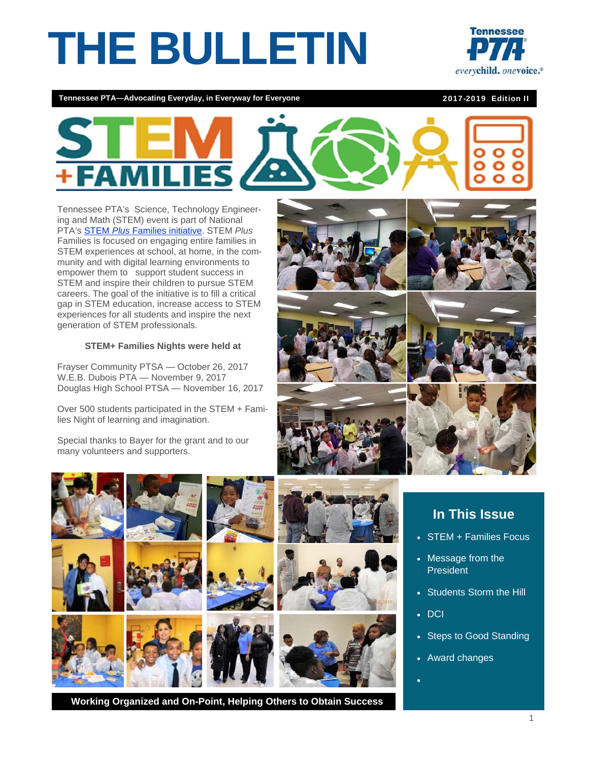# THE BULLETIN

Tennessee PTA everychild. onevoice.®

**Tennessee PTA—Advocating Everyday, in Everyway for Everyone** **2017-2019 Edition II**

## STEM +FAMILIES

Tennessee PTA's Science, Technology Engineering and Math (STEM) event is part of National PTA's [STEM *Plus* Families initiative](). STEM *Plus* Families is focused on engaging entire families in STEM experiences at school, at home, in the community and with digital learning environments to empower them to support student success in STEM and inspire their children to pursue STEM careers. The goal of the initiative is to fill a critical gap in STEM education, increase access to STEM experiences for all students and inspire the next generation of STEM professionals.

**STEM+ Families Nights were held at**

Frayser Community PTSA — October 26, 2017
W.E.B. Dubois PTA — November 9, 2017
Douglas High School PTSA — November 16, 2017

Over 500 students participated in the STEM + Families Night of learning and imagination.

Special thanks to Bayer for the grant and to our many volunteers and supporters.

**Working Organized and On-Point, Helping Others to Obtain Success**

## In This Issue

- STEM + Families Focus
- Message from the President
- Students Storm the Hill
- DCI
- Steps to Good Standing
- Award changes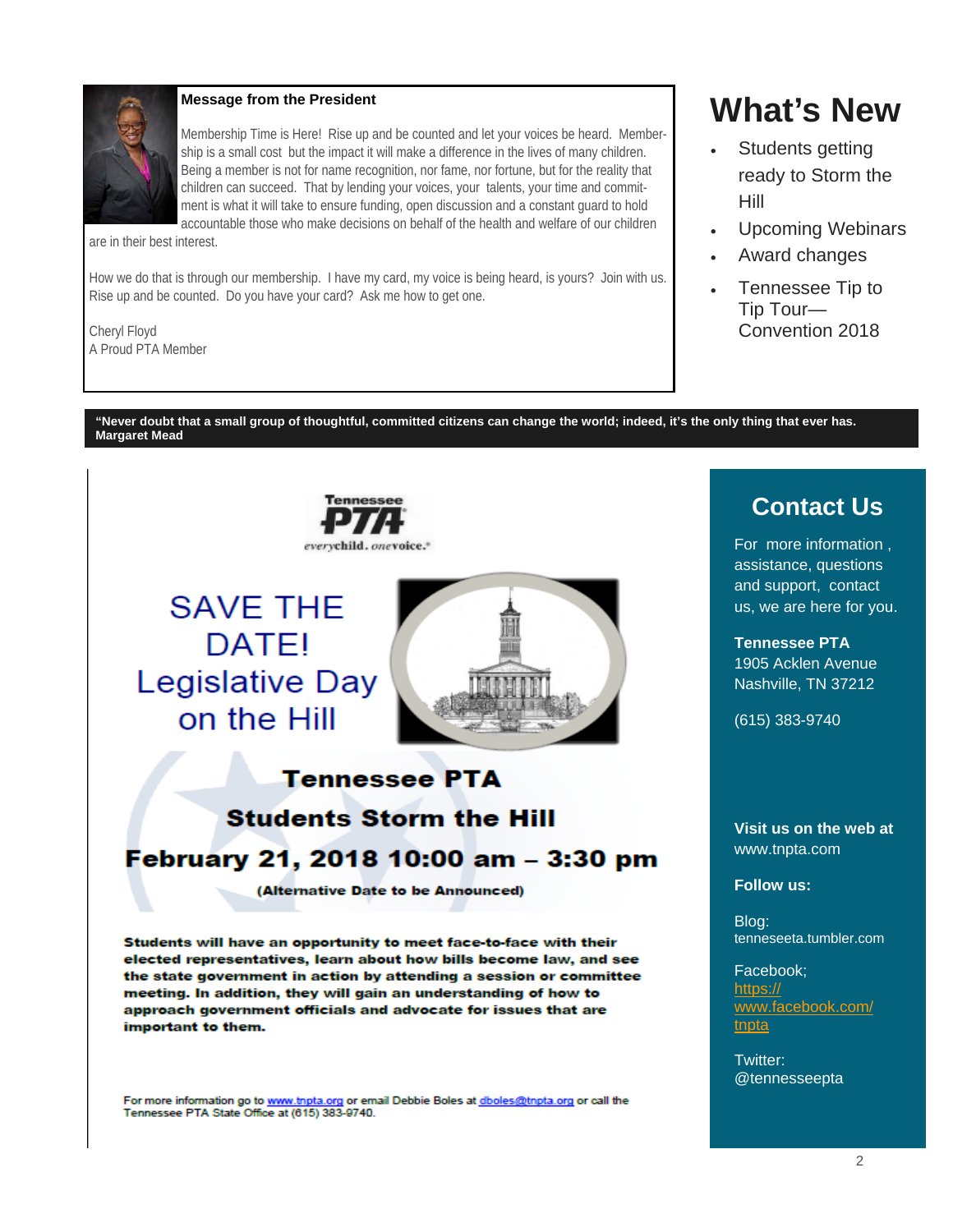## Message from the President

Membership Time is Here! Rise up and be counted and let your voices be heard. Membership is a small cost but the impact it will make a difference in the lives of many children. Being a member is not for name recognition, nor fame, nor fortune, but for the reality that children can succeed. That by lending your voices, your talents, your time and commitment is what it will take to ensure funding, open discussion and a constant guard to hold accountable those who make decisions on behalf of the health and welfare of our children are in their best interest.

How we do that is through our membership. I have my card, my voice is being heard, is yours? Join with us. Rise up and be counted. Do you have your card? Ask me how to get one.

Cheryl Floyd
A Proud PTA Member

# What's New

- Students getting ready to Storm the Hill
- Upcoming Webinars
- Award changes
- Tennessee Tip to Tip Tour—Convention 2018

**"Never doubt that a small group of thoughtful, committed citizens can change the world; indeed, it's the only thing that ever has. Margaret Mead**

Tennessee PTA
everychild. onevoice.

# SAVE THE DATE! Legislative Day on the Hill

## Tennessee PTA

## Students Storm the Hill

## February 21, 2018 10:00 am – 3:30 pm

**(Alternative Date to be Announced)**

**Students will have an opportunity to meet face-to-face with their elected representatives, learn about how bills become law, and see the state government in action by attending a session or committee meeting. In addition, they will gain an understanding of how to approach government officials and advocate for issues that are important to them.**

For more information go to www.tnpta.org or email Debbie Boles at dboles@tnpta.org or call the Tennessee PTA State Office at (615) 383-9740.

## Contact Us

For more information, assistance, questions and support, contact us, we are here for you.

**Tennessee PTA**
1905 Acklen Avenue
Nashville, TN 37212

(615) 383-9740

**Visit us on the web at**
www.tnpta.com

**Follow us:**

Blog:
tenneseeta.tumbler.com

Facebook;
https://www.facebook.com/tnpta

Twitter:
@tennesseepta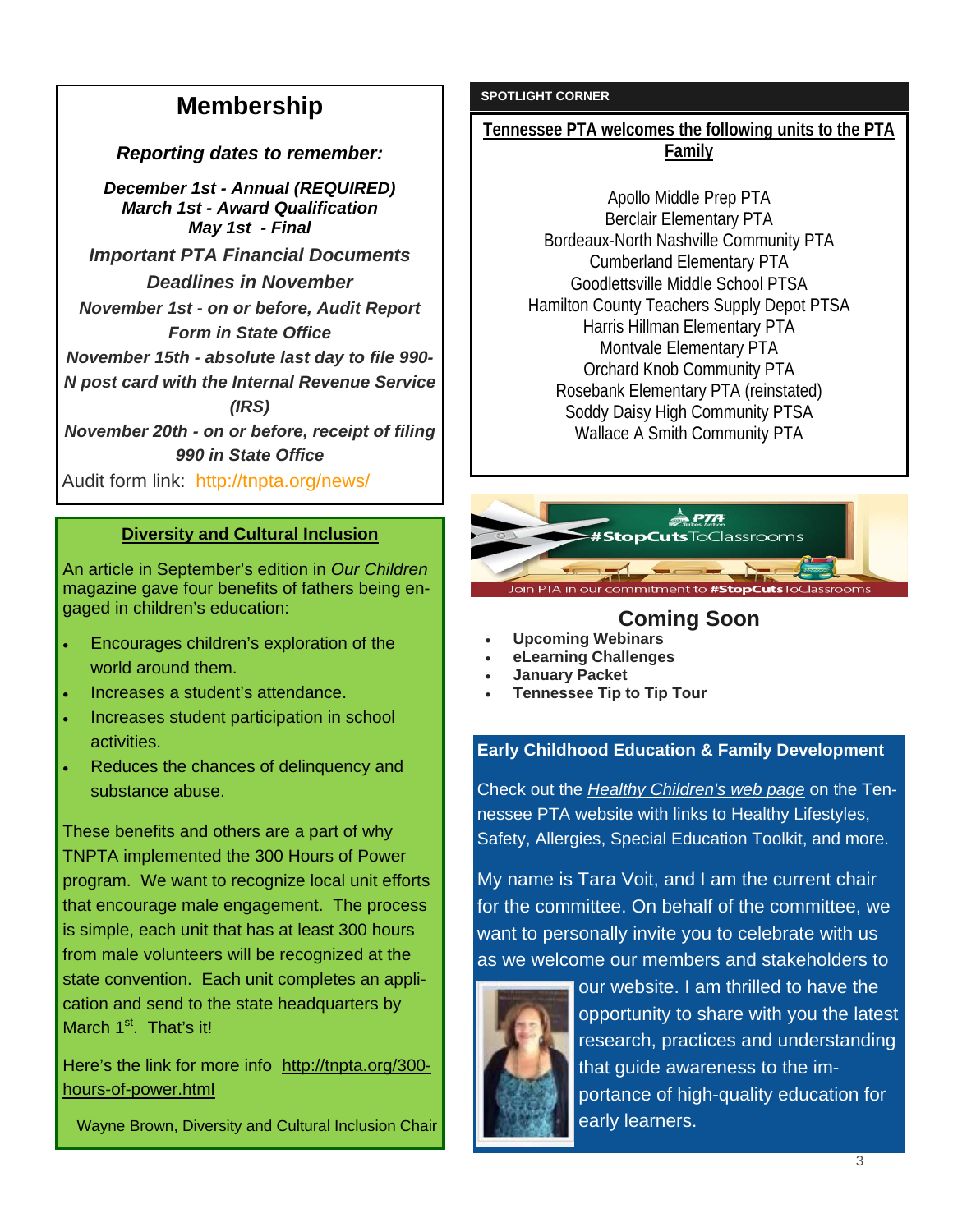## Membership

***Reporting dates to remember:***

***December 1st - Annual (REQUIRED)***
***March 1st - Award Qualification***
***May 1st - Final***

***Important PTA Financial Documents Deadlines in November***

***November 1st - on or before, Audit Report Form in State Office***

***November 15th - absolute last day to file 990-N post card with the Internal Revenue Service (IRS)***

***November 20th - on or before, receipt of filing 990 in State Office***

Audit form link: http://tnpta.org/news/

## Diversity and Cultural Inclusion

An article in September's edition in *Our Children* magazine gave four benefits of fathers being engaged in children's education:

- Encourages children's exploration of the world around them.
- Increases a student's attendance.
- Increases student participation in school activities.
- Reduces the chances of delinquency and substance abuse.

These benefits and others are a part of why TNPTA implemented the 300 Hours of Power program. We want to recognize local unit efforts that encourage male engagement. The process is simple, each unit that has at least 300 hours from male volunteers will be recognized at the state convention. Each unit completes an application and send to the state headquarters by March 1st. That's it!

Here's the link for more info http://tnpta.org/300-hours-of-power.html

Wayne Brown, Diversity and Cultural Inclusion Chair

## SPOTLIGHT CORNER

**Tennessee PTA welcomes the following units to the PTA Family**

Apollo Middle Prep PTA
Berclair Elementary PTA
Bordeaux-North Nashville Community PTA
Cumberland Elementary PTA
Goodlettsville Middle School PTSA
Hamilton County Teachers Supply Depot PTSA
Harris Hillman Elementary PTA
Montvale Elementary PTA
Orchard Knob Community PTA
Rosebank Elementary PTA (reinstated)
Soddy Daisy High Community PTSA
Wallace A Smith Community PTA

PTA Takes Action
#StopCutsToClassrooms
Join PTA in our commitment to #StopCutsToClassrooms

## Coming Soon

- **Upcoming Webinars**
- **eLearning Challenges**
- **January Packet**
- **Tennessee Tip to Tip Tour**

## Early Childhood Education & Family Development

Check out the *Healthy Children's web page* on the Tennessee PTA website with links to Healthy Lifestyles, Safety, Allergies, Special Education Toolkit, and more.

My name is Tara Voit, and I am the current chair for the committee. On behalf of the committee, we want to personally invite you to celebrate with us as we welcome our members and stakeholders to our website. I am thrilled to have the opportunity to share with you the latest research, practices and understanding that guide awareness to the importance of high-quality education for early learners.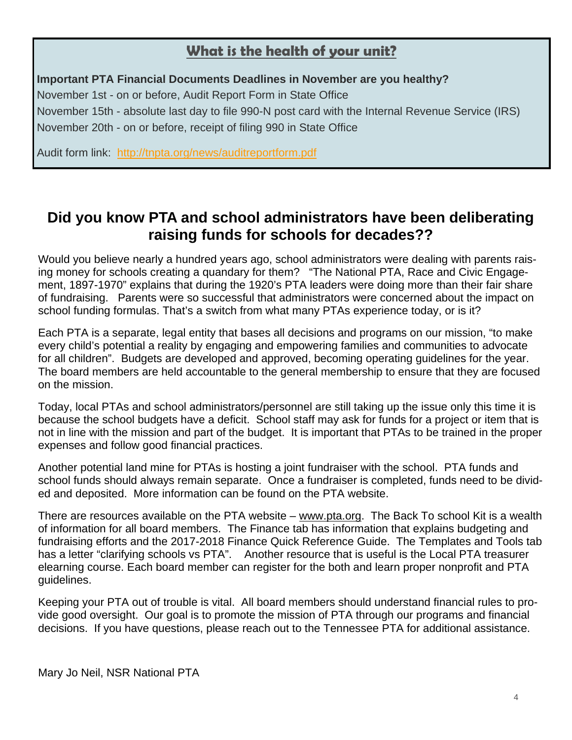## What is the health of your unit?

**Important PTA Financial Documents Deadlines in November are you healthy?**

November 1st - on or before, Audit Report Form in State Office

November 15th - absolute last day to file 990-N post card with the Internal Revenue Service (IRS)

November 20th - on or before, receipt of filing 990 in State Office

Audit form link: http://tnpta.org/news/auditreportform.pdf

# Did you know PTA and school administrators have been deliberating raising funds for schools for decades??

Would you believe nearly a hundred years ago, school administrators were dealing with parents raising money for schools creating a quandary for them? "The National PTA, Race and Civic Engagement, 1897-1970" explains that during the 1920's PTA leaders were doing more than their fair share of fundraising. Parents were so successful that administrators were concerned about the impact on school funding formulas. That's a switch from what many PTAs experience today, or is it?

Each PTA is a separate, legal entity that bases all decisions and programs on our mission, "to make every child's potential a reality by engaging and empowering families and communities to advocate for all children". Budgets are developed and approved, becoming operating guidelines for the year. The board members are held accountable to the general membership to ensure that they are focused on the mission.

Today, local PTAs and school administrators/personnel are still taking up the issue only this time it is because the school budgets have a deficit. School staff may ask for funds for a project or item that is not in line with the mission and part of the budget. It is important that PTAs to be trained in the proper expenses and follow good financial practices.

Another potential land mine for PTAs is hosting a joint fundraiser with the school. PTA funds and school funds should always remain separate. Once a fundraiser is completed, funds need to be divided and deposited. More information can be found on the PTA website.

There are resources available on the PTA website – www.pta.org. The Back To school Kit is a wealth of information for all board members. The Finance tab has information that explains budgeting and fundraising efforts and the 2017-2018 Finance Quick Reference Guide. The Templates and Tools tab has a letter "clarifying schools vs PTA". Another resource that is useful is the Local PTA treasurer elearning course. Each board member can register for the both and learn proper nonprofit and PTA guidelines.

Keeping your PTA out of trouble is vital. All board members should understand financial rules to provide good oversight. Our goal is to promote the mission of PTA through our programs and financial decisions. If you have questions, please reach out to the Tennessee PTA for additional assistance.

Mary Jo Neil, NSR National PTA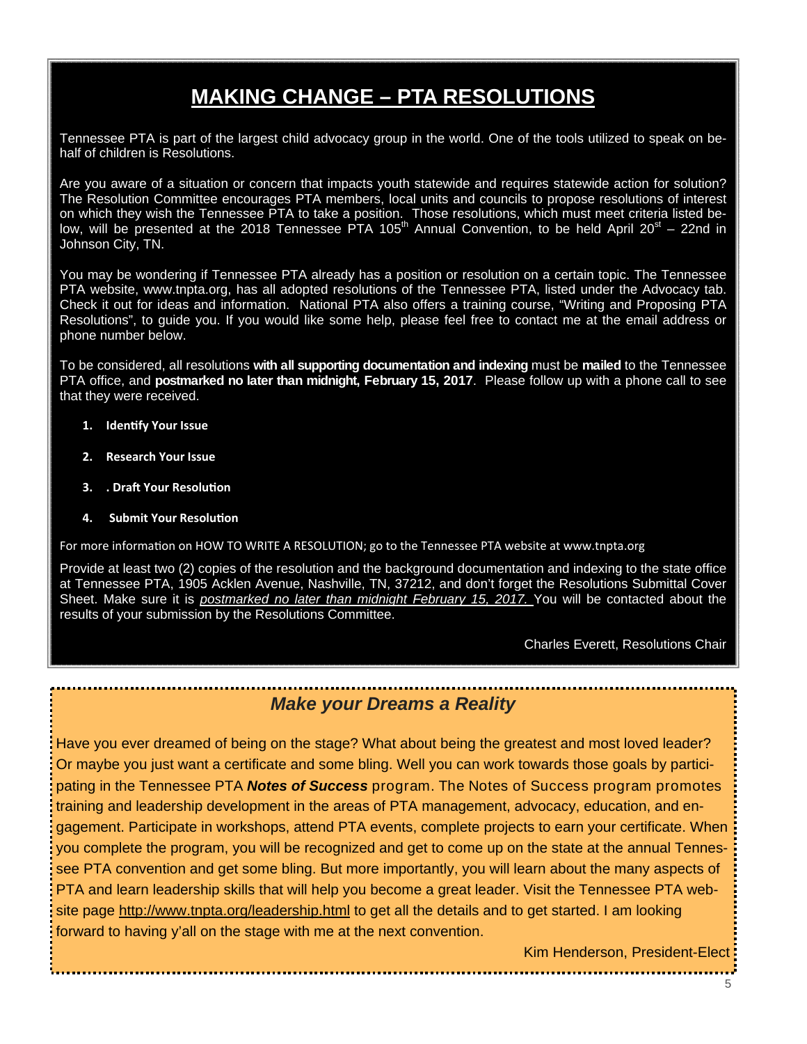# MAKING CHANGE – PTA RESOLUTIONS

Tennessee PTA is part of the largest child advocacy group in the world. One of the tools utilized to speak on behalf of children is Resolutions.

Are you aware of a situation or concern that impacts youth statewide and requires statewide action for solution? The Resolution Committee encourages PTA members, local units and councils to propose resolutions of interest on which they wish the Tennessee PTA to take a position. Those resolutions, which must meet criteria listed below, will be presented at the 2018 Tennessee PTA 105th Annual Convention, to be held April 20st – 22nd in Johnson City, TN.

You may be wondering if Tennessee PTA already has a position or resolution on a certain topic. The Tennessee PTA website, www.tnpta.org, has all adopted resolutions of the Tennessee PTA, listed under the Advocacy tab. Check it out for ideas and information. National PTA also offers a training course, "Writing and Proposing PTA Resolutions", to guide you. If you would like some help, please feel free to contact me at the email address or phone number below.

To be considered, all resolutions **with all supporting documentation and indexing** must be **mailed** to the Tennessee PTA office, and **postmarked no later than midnight, February 15, 2017**. Please follow up with a phone call to see that they were received.

1. **Identify Your Issue**
2. **Research Your Issue**
3. **. Draft Your Resolution**
4. **Submit Your Resolution**

For more information on HOW TO WRITE A RESOLUTION; go to the Tennessee PTA website at www.tnpta.org

Provide at least two (2) copies of the resolution and the background documentation and indexing to the state office at Tennessee PTA, 1905 Acklen Avenue, Nashville, TN, 37212, and don't forget the Resolutions Submittal Cover Sheet. Make sure it is *postmarked no later than midnight February 15, 2017.* You will be contacted about the results of your submission by the Resolutions Committee.

Charles Everett, Resolutions Chair

## *Make your Dreams a Reality*

Have you ever dreamed of being on the stage? What about being the greatest and most loved leader? Or maybe you just want a certificate and some bling. Well you can work towards those goals by participating in the Tennessee PTA ***Notes of Success*** program. The Notes of Success program promotes training and leadership development in the areas of PTA management, advocacy, education, and engagement. Participate in workshops, attend PTA events, complete projects to earn your certificate. When you complete the program, you will be recognized and get to come up on the state at the annual Tennessee PTA convention and get some bling. But more importantly, you will learn about the many aspects of PTA and learn leadership skills that will help you become a great leader. Visit the Tennessee PTA website page http://www.tnpta.org/leadership.html to get all the details and to get started. I am looking forward to having y'all on the stage with me at the next convention.

Kim Henderson, President-Elect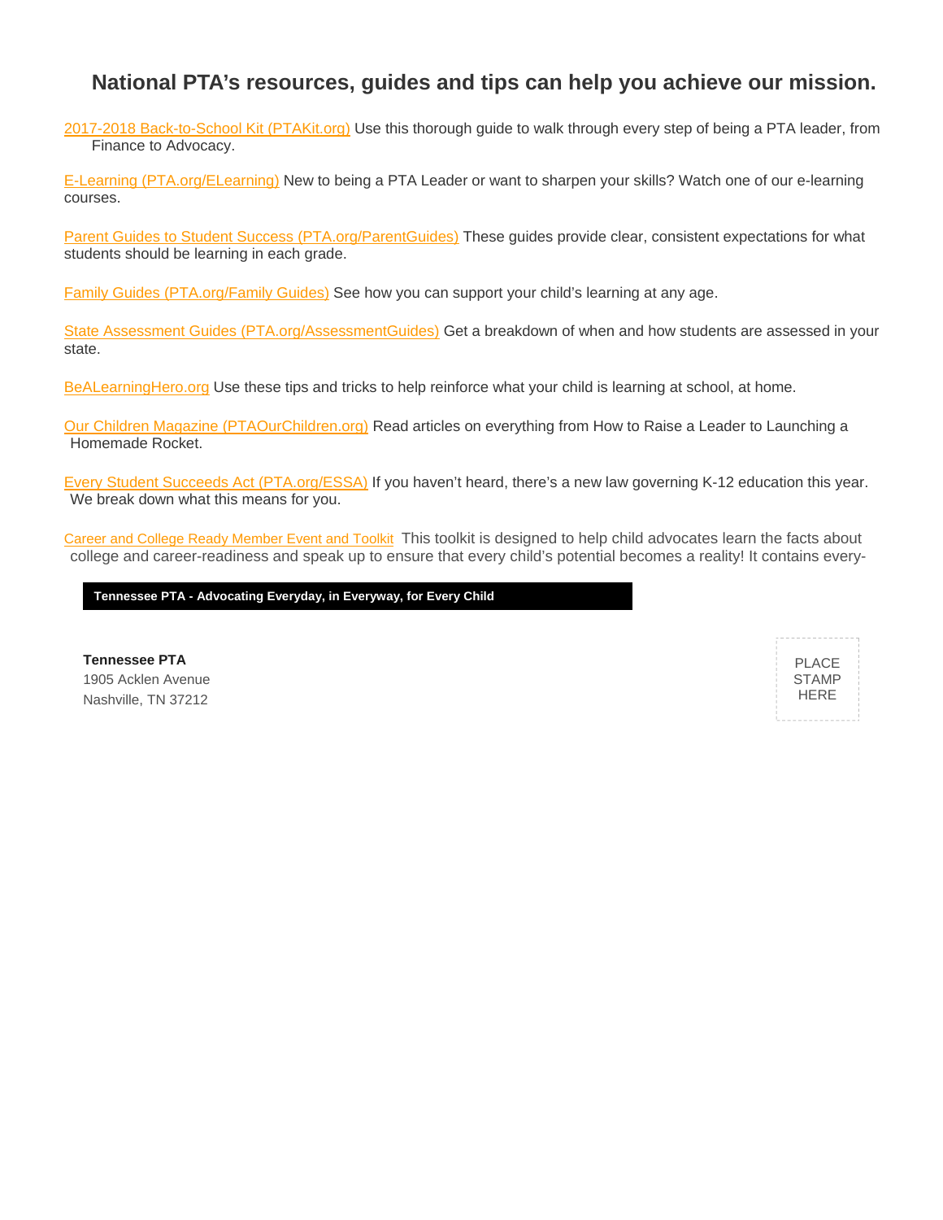## National PTA's resources, guides and tips can help you achieve our mission.

2017-2018 Back-to-School Kit (PTAKit.org) Use this thorough guide to walk through every step of being a PTA leader, from Finance to Advocacy.

E-Learning (PTA.org/ELearning) New to being a PTA Leader or want to sharpen your skills? Watch one of our e-learning courses.

Parent Guides to Student Success (PTA.org/ParentGuides) These guides provide clear, consistent expectations for what students should be learning in each grade.

Family Guides (PTA.org/Family Guides) See how you can support your child's learning at any age.

State Assessment Guides (PTA.org/AssessmentGuides) Get a breakdown of when and how students are assessed in your state.

BeALearningHero.org Use these tips and tricks to help reinforce what your child is learning at school, at home.

Our Children Magazine (PTAOurChildren.org) Read articles on everything from How to Raise a Leader to Launching a Homemade Rocket.

Every Student Succeeds Act (PTA.org/ESSA) If you haven't heard, there's a new law governing K-12 education this year. We break down what this means for you.

Career and College Ready Member Event and Toolkit This toolkit is designed to help child advocates learn the facts about college and career-readiness and speak up to ensure that every child's potential becomes a reality! It contains every-

**Tennessee PTA - Advocating Everyday, in Everyway, for Every Child**

**Tennessee PTA**
1905 Acklen Avenue
Nashville, TN 37212

PLACE
STAMP
HERE